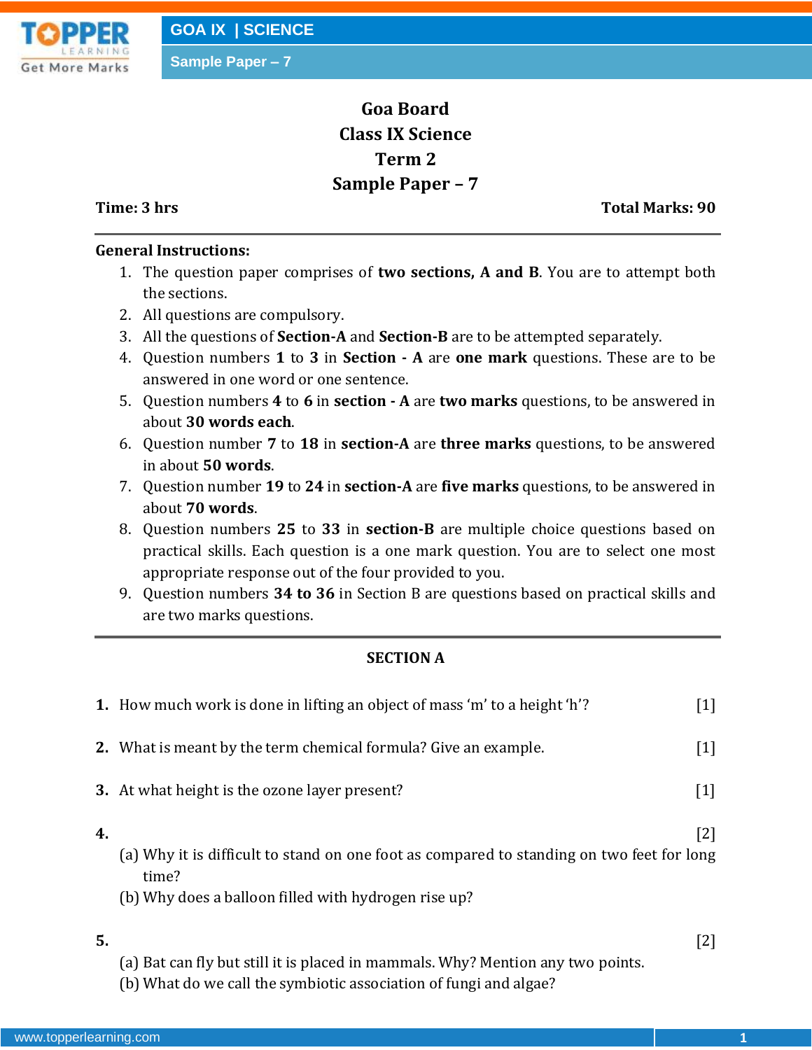# Goa Board
# Class IX Science
# Term 2
# Sample Paper – 7

**Time: 3 hrs** | **Total Marks: 90**

---

**General Instructions:**

1. The question paper comprises of **two sections, A and B**. You are to attempt both the sections.
2. All questions are compulsory.
3. All the questions of **Section-A** and **Section-B** are to be attempted separately.
4. Question numbers **1** to **3** in **Section - A** are **one mark** questions. These are to be answered in one word or one sentence.
5. Question numbers **4** to **6** in **section - A** are **two marks** questions, to be answered in about **30 words each**.
6. Question number **7** to **18** in **section-A** are **three marks** questions, to be answered in about **50 words**.
7. Question number **19** to **24** in **section-A** are **five marks** questions, to be answered in about **70 words**.
8. Question numbers **25** to **33** in **section-B** are multiple choice questions based on practical skills. Each question is a one mark question. You are to select one most appropriate response out of the four provided to you.
9. Question numbers **34 to 36** in Section B are questions based on practical skills and are two marks questions.

---

## SECTION A

**1.** How much work is done in lifting an object of mass 'm' to a height 'h'? [1]

**2.** What is meant by the term chemical formula? Give an example. [1]

**3.** At what height is the ozone layer present? [1]

**4.** [2]

(a) Why it is difficult to stand on one foot as compared to standing on two feet for long time?

(b) Why does a balloon filled with hydrogen rise up?

**5.** [2]

(a) Bat can fly but still it is placed in mammals. Why? Mention any two points.

(b) What do we call the symbiotic association of fungi and algae?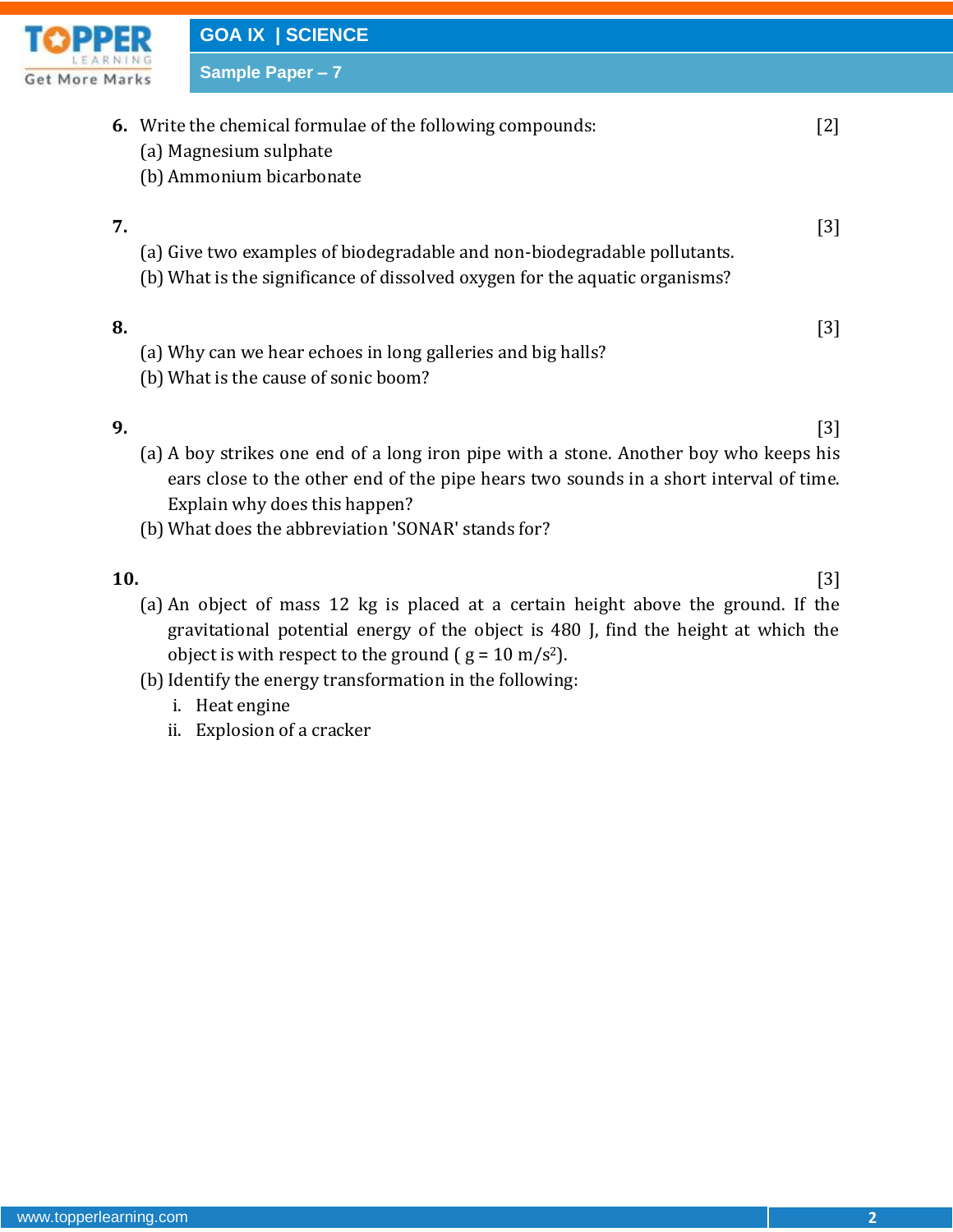**6.** Write the chemical formulae of the following compounds: [2]

(a) Magnesium sulphate

(b) Ammonium bicarbonate

**7.** [3]

(a) Give two examples of biodegradable and non-biodegradable pollutants.

(b) What is the significance of dissolved oxygen for the aquatic organisms?

**8.** [3]

(a) Why can we hear echoes in long galleries and big halls?

(b) What is the cause of sonic boom?

**9.** [3]

(a) A boy strikes one end of a long iron pipe with a stone. Another boy who keeps his ears close to the other end of the pipe hears two sounds in a short interval of time. Explain why does this happen?

(b) What does the abbreviation 'SONAR' stands for?

**10.** [3]

(a) An object of mass 12 kg is placed at a certain height above the ground. If the gravitational potential energy of the object is 480 J, find the height at which the object is with respect to the ground ( $g = 10\ m/s^2$).

(b) Identify the energy transformation in the following:

i. Heat engine

ii. Explosion of a cracker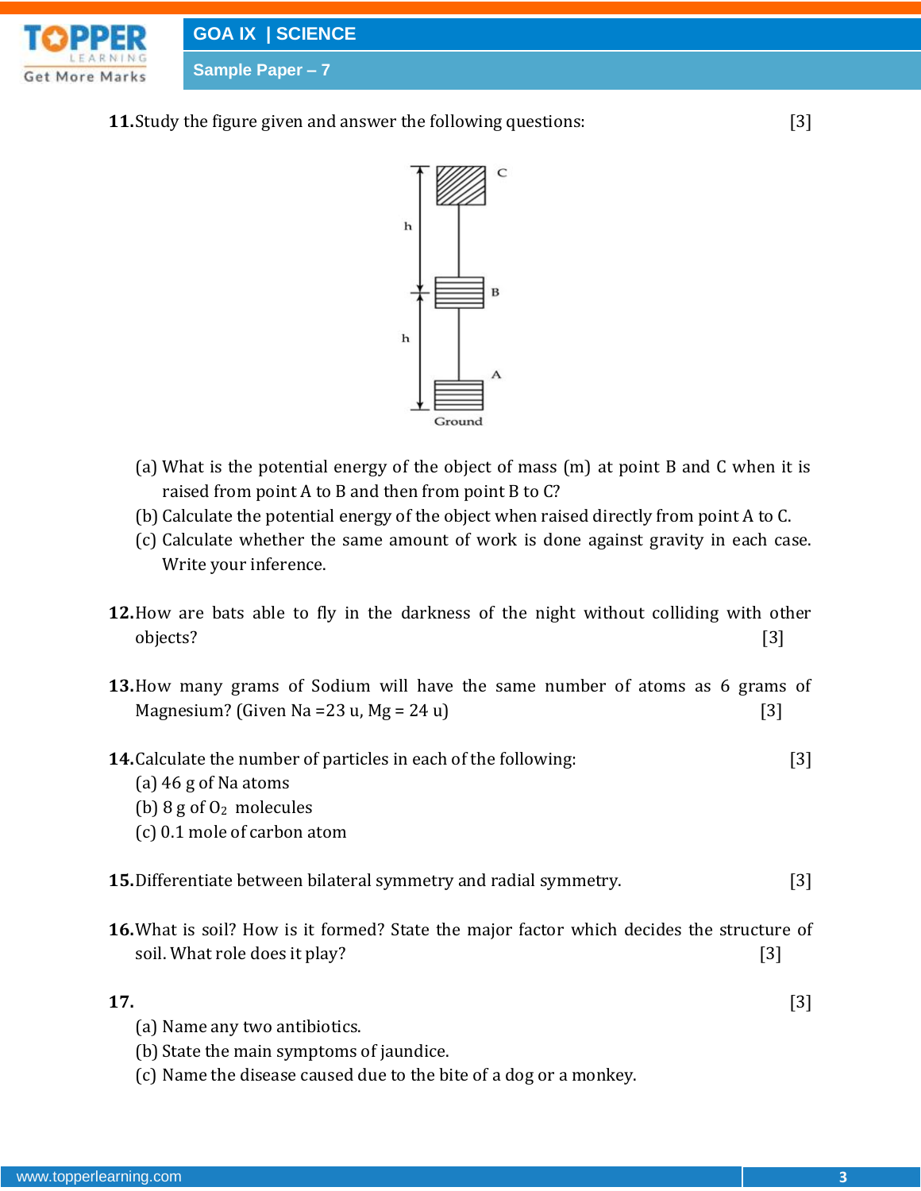**11.** Study the figure given and answer the following questions: [3]

(a) What is the potential energy of the object of mass (m) at point B and C when it is raised from point A to B and then from point B to C?

(b) Calculate the potential energy of the object when raised directly from point A to C.

(c) Calculate whether the same amount of work is done against gravity in each case. Write your inference.

**12.** How are bats able to fly in the darkness of the night without colliding with other objects? [3]

**13.** How many grams of Sodium will have the same number of atoms as 6 grams of Magnesium? (Given Na =23 u, Mg = 24 u) [3]

**14.** Calculate the number of particles in each of the following: [3]

(a) 46 g of Na atoms

(b) 8 g of $O_2$ molecules

(c) 0.1 mole of carbon atom

**15.** Differentiate between bilateral symmetry and radial symmetry. [3]

**16.** What is soil? How is it formed? State the major factor which decides the structure of soil. What role does it play? [3]

**17.** [3]

(a) Name any two antibiotics.

(b) State the main symptoms of jaundice.

(c) Name the disease caused due to the bite of a dog or a monkey.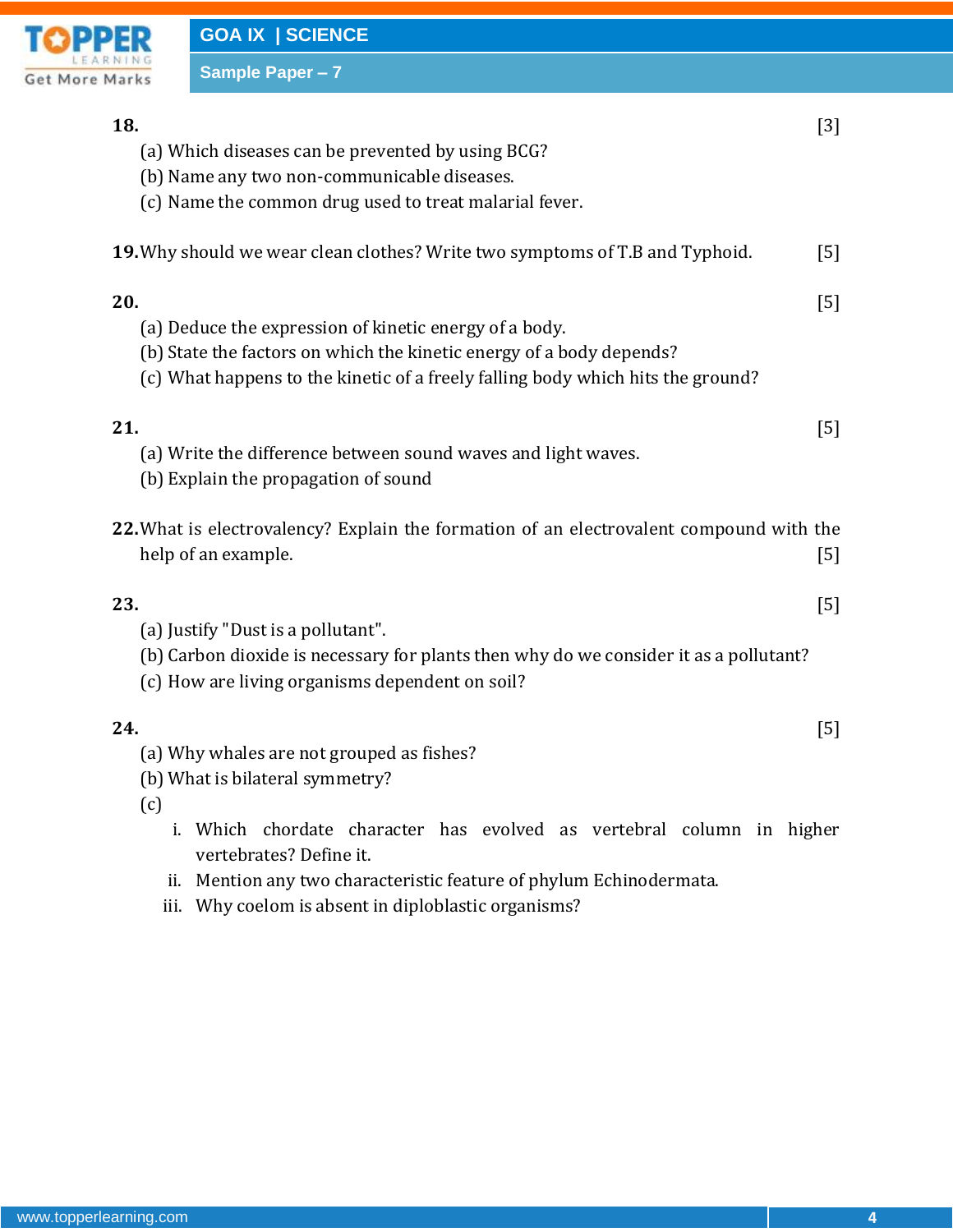**18.** [3]

(a) Which diseases can be prevented by using BCG?

(b) Name any two non-communicable diseases.

(c) Name the common drug used to treat malarial fever.

**19.** Why should we wear clean clothes? Write two symptoms of T.B and Typhoid. [5]

**20.** [5]

(a) Deduce the expression of kinetic energy of a body.

(b) State the factors on which the kinetic energy of a body depends?

(c) What happens to the kinetic of a freely falling body which hits the ground?

**21.** [5]

(a) Write the difference between sound waves and light waves.

(b) Explain the propagation of sound

**22.** What is electrovalency? Explain the formation of an electrovalent compound with the help of an example. [5]

**23.** [5]

(a) Justify "Dust is a pollutant".

(b) Carbon dioxide is necessary for plants then why do we consider it as a pollutant?

(c) How are living organisms dependent on soil?

**24.** [5]

(a) Why whales are not grouped as fishes?

(b) What is bilateral symmetry?

(c)

i. Which chordate character has evolved as vertebral column in higher vertebrates? Define it.

ii. Mention any two characteristic feature of phylum Echinodermata.

iii. Why coelom is absent in diploblastic organisms?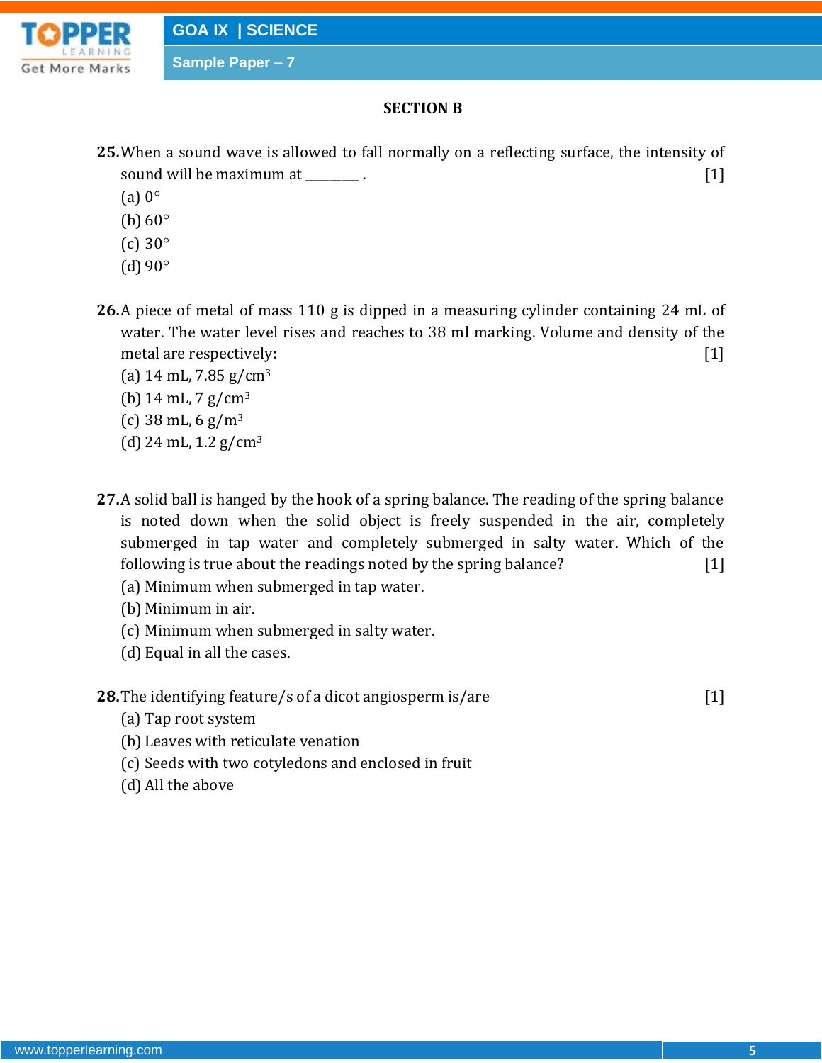## SECTION B

**25.** When a sound wave is allowed to fall normally on a reflecting surface, the intensity of sound will be maximum at ________ . [1]

(a) $0°$

(b) $60°$

(c) $30°$

(d) $90°$

**26.** A piece of metal of mass 110 g is dipped in a measuring cylinder containing 24 mL of water. The water level rises and reaches to 38 ml marking. Volume and density of the metal are respectively: [1]

(a) 14 mL, 7.85 g/cm$^3$

(b) 14 mL, 7 g/cm$^3$

(c) 38 mL, 6 g/m$^3$

(d) 24 mL, 1.2 g/cm$^3$

**27.** A solid ball is hanged by the hook of a spring balance. The reading of the spring balance is noted down when the solid object is freely suspended in the air, completely submerged in tap water and completely submerged in salty water. Which of the following is true about the readings noted by the spring balance? [1]

(a) Minimum when submerged in tap water.

(b) Minimum in air.

(c) Minimum when submerged in salty water.

(d) Equal in all the cases.

**28.** The identifying feature/s of a dicot angiosperm is/are [1]

(a) Tap root system

(b) Leaves with reticulate venation

(c) Seeds with two cotyledons and enclosed in fruit

(d) All the above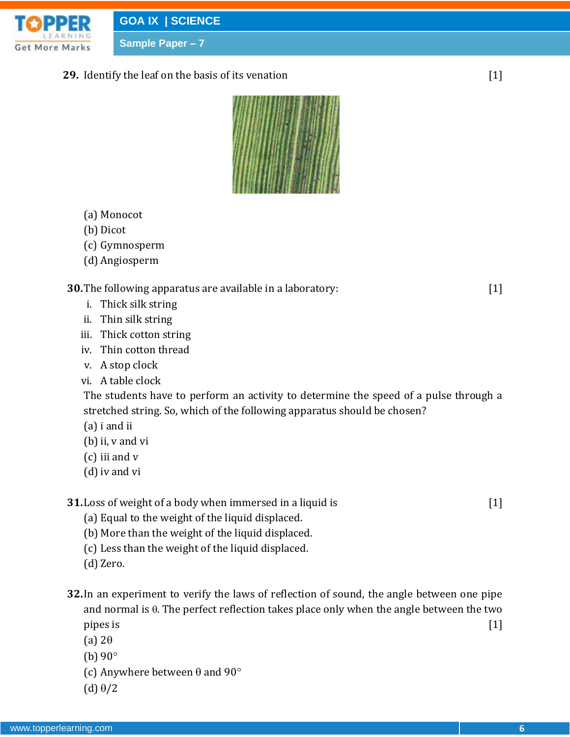**29.** Identify the leaf on the basis of its venation [1]

(a) Monocot
(b) Dicot
(c) Gymnosperm
(d) Angiosperm

**30.** The following apparatus are available in a laboratory: [1]

i. Thick silk string
ii. Thin silk string
iii. Thick cotton string
iv. Thin cotton thread
v. A stop clock
vi. A table clock

The students have to perform an activity to determine the speed of a pulse through a stretched string. So, which of the following apparatus should be chosen?

(a) i and ii
(b) ii, v and vi
(c) iii and v
(d) iv and vi

**31.** Loss of weight of a body when immersed in a liquid is [1]

(a) Equal to the weight of the liquid displaced.
(b) More than the weight of the liquid displaced.
(c) Less than the weight of the liquid displaced.
(d) Zero.

**32.** In an experiment to verify the laws of reflection of sound, the angle between one pipe and normal is $\theta$. The perfect reflection takes place only when the angle between the two pipes is [1]

(a) $2\theta$
(b) $90°$
(c) Anywhere between $\theta$ and $90°$
(d) $\theta/2$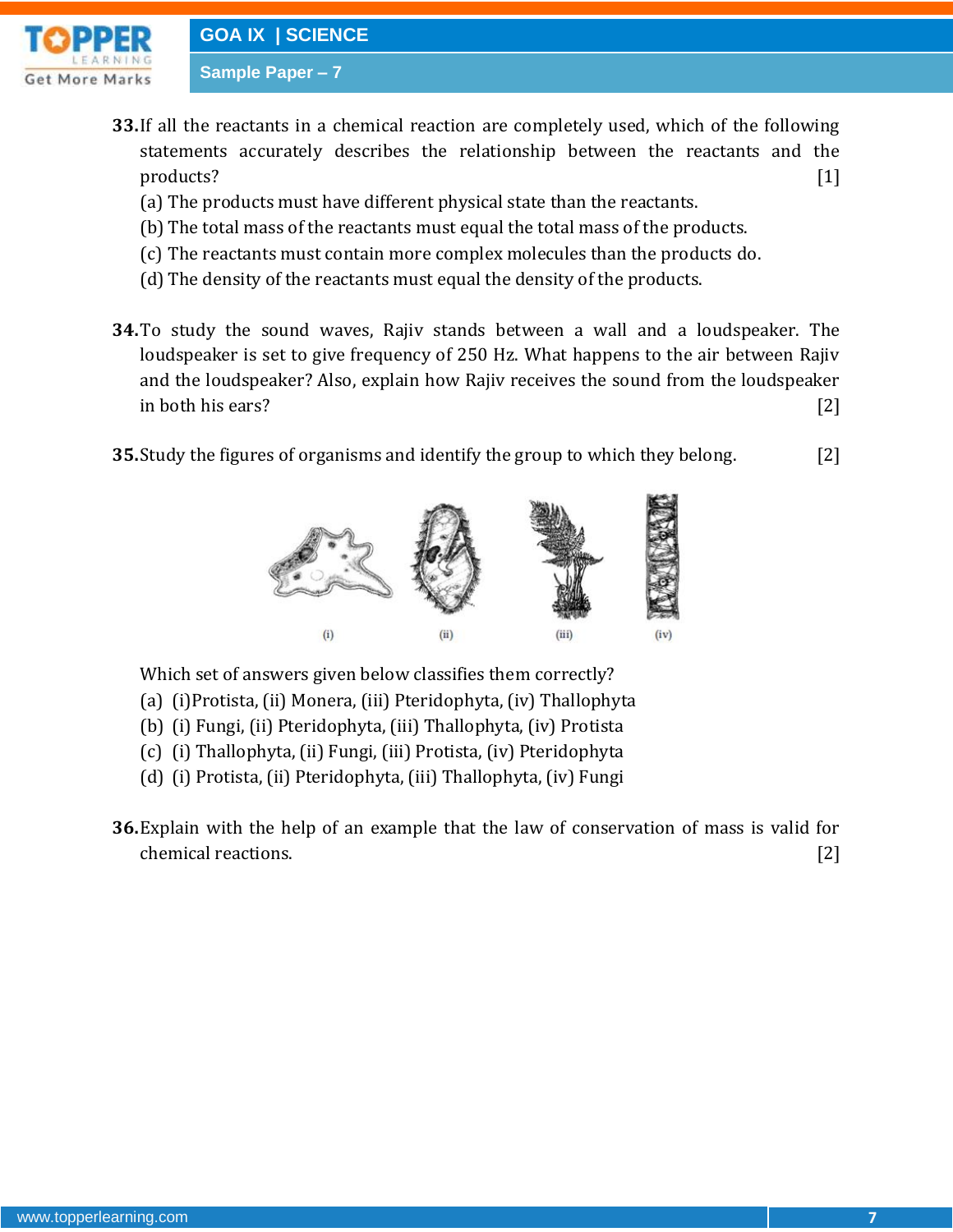**33.** If all the reactants in a chemical reaction are completely used, which of the following statements accurately describes the relationship between the reactants and the products? [1]

(a) The products must have different physical state than the reactants.
(b) The total mass of the reactants must equal the total mass of the products.
(c) The reactants must contain more complex molecules than the products do.
(d) The density of the reactants must equal the density of the products.

**34.** To study the sound waves, Rajiv stands between a wall and a loudspeaker. The loudspeaker is set to give frequency of 250 Hz. What happens to the air between Rajiv and the loudspeaker? Also, explain how Rajiv receives the sound from the loudspeaker in both his ears? [2]

**35.** Study the figures of organisms and identify the group to which they belong. [2]

(i) (ii) (iii) (iv)

Which set of answers given below classifies them correctly?

(a) (i)Protista, (ii) Monera, (iii) Pteridophyta, (iv) Thallophyta
(b) (i) Fungi, (ii) Pteridophyta, (iii) Thallophyta, (iv) Protista
(c) (i) Thallophyta, (ii) Fungi, (iii) Protista, (iv) Pteridophyta
(d) (i) Protista, (ii) Pteridophyta, (iii) Thallophyta, (iv) Fungi

**36.** Explain with the help of an example that the law of conservation of mass is valid for chemical reactions. [2]